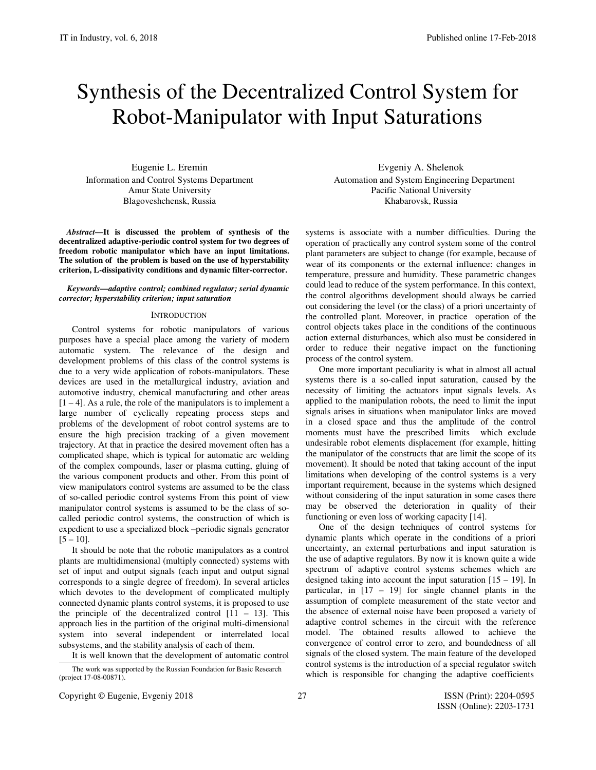# Synthesis of the Decentralized Control System for Robot-Manipulator with Input Saturations

Eugenie L. Eremin
Information and Control Systems Department
Amur State University
Blagoveshchensk, Russia

Evgeniy A. Shelenok
Automation and System Engineering Department
Pacific National University
Khabarovsk, Russia

***Abstract*—It is discussed the problem of synthesis of the decentralized adaptive-periodic control system for two degrees of freedom robotic manipulator which have an input limitations. The solution of the problem is based on the use of hyperstability criterion, L-dissipativity conditions and dynamic filter-corrector.**

***Keywords*—adaptive control; combined regulator; serial dynamic corrector; hyperstability criterion; input saturation**

## INTRODUCTION

Control systems for robotic manipulators of various purposes have a special place among the variety of modern automatic system. The relevance of the design and development problems of this class of the control systems is due to a very wide application of robots-manipulators. These devices are used in the metallurgical industry, aviation and automotive industry, chemical manufacturing and other areas [1 – 4]. As a rule, the role of the manipulators is to implement a large number of cyclically repeating process steps and problems of the development of robot control systems are to ensure the high precision tracking of a given movement trajectory. At that in practice the desired movement often has a complicated shape, which is typical for automatic arc welding of the complex compounds, laser or plasma cutting, gluing of the various component products and other. From this point of view manipulators control systems are assumed to be the class of so-called periodic control systems From this point of view manipulator control systems is assumed to be the class of so-called periodic control systems, the construction of which is expedient to use a specialized block –periodic signals generator [5 – 10].

It should be note that the robotic manipulators as a control plants are multidimensional (multiply connected) systems with set of input and output signals (each input and output signal corresponds to a single degree of freedom). In several articles which devotes to the development of complicated multiply connected dynamic plants control systems, it is proposed to use the principle of the decentralized control [11 – 13]. This approach lies in the partition of the original multi-dimensional system into several independent or interrelated local subsystems, and the stability analysis of each of them.

It is well known that the development of automatic control systems is associate with a number difficulties. During the operation of practically any control system some of the control plant parameters are subject to change (for example, because of wear of its components or the external influence: changes in temperature, pressure and humidity. These parametric changes could lead to reduce of the system performance. In this context, the control algorithms development should always be carried out considering the level (or the class) of a priori uncertainty of the controlled plant. Moreover, in practice operation of the control objects takes place in the conditions of the continuous action external disturbances, which also must be considered in order to reduce their negative impact on the functioning process of the control system.

One more important peculiarity is what in almost all actual systems there is a so-called input saturation, caused by the necessity of limiting the actuators input signals levels. As applied to the manipulation robots, the need to limit the input signals arises in situations when manipulator links are moved in a closed space and thus the amplitude of the control moments must have the prescribed limits which exclude undesirable robot elements displacement (for example, hitting the manipulator of the constructs that are limit the scope of its movement). It should be noted that taking account of the input limitations when developing of the control systems is a very important requirement, because in the systems which designed without considering of the input saturation in some cases there may be observed the deterioration in quality of their functioning or even loss of working capacity [14].

One of the design techniques of control systems for dynamic plants which operate in the conditions of a priori uncertainty, an external perturbations and input saturation is the use of adaptive regulators. By now it is known quite a wide spectrum of adaptive control systems schemes which are designed taking into account the input saturation [15 – 19]. In particular, in [17 – 19] for single channel plants in the assumption of complete measurement of the state vector and the absence of external noise have been proposed a variety of adaptive control schemes in the circuit with the reference model. The obtained results allowed to achieve the convergence of control error to zero, and boundedness of all signals of the closed system. The main feature of the developed control systems is the introduction of a special regulator switch which is responsible for changing the adaptive coefficients

The work was supported by the Russian Foundation for Basic Research (project 17-08-00871).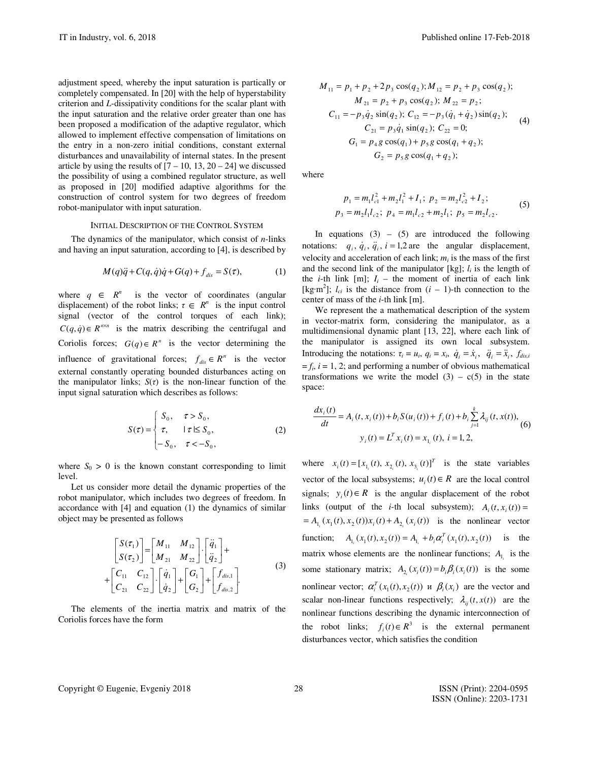adjustment speed, whereby the input saturation is partically or completely compensated. In [20] with the help of hyperstability criterion and *L*-dissipativity conditions for the scalar plant with the input saturation and the relative order greater than one has been proposed a modification of the adaptive regulator, which allowed to implement effective compensation of limitations on the entry in a non-zero initial conditions, constant external disturbances and unavailability of internal states. In the present article by using the results of [7 – 10, 13, 20 – 24] we discussed the possibility of using a combined regulator structure, as well as proposed in [20] modified adaptive algorithms for the construction of control system for two degrees of freedom robot-manipulator with input saturation.

## Initial Description of the Control System

The dynamics of the manipulator, which consist of *n*-links and having an input saturation, according to [4], is described by

$$M(q)\ddot{q} + C(q,\dot{q})\dot{q} + G(q) + f_{dis} = S(\tau), \tag{1}$$

where $q \in R^n$ is the vector of coordinates (angular displacement) of the robot links; $\tau \in R^n$ is the input control signal (vector of the control torques of each link); $C(q,\dot{q}) \in R^{n\times n}$ is the matrix describing the centrifugal and Coriolis forces; $G(q) \in R^n$ is the vector determining the influence of gravitational forces; $f_{dis} \in R^n$ is the vector external constantly operating bounded disturbances acting on the manipulator links; $S(\tau)$ is the non-linear function of the input signal saturation which describes as follows:

$$S(\tau) = \begin{cases} S_0, & \tau > S_0, \\ \tau, & |\tau| \le S_0, \\ -S_0, & \tau < -S_0, \end{cases} \tag{2}$$

where $S_0 > 0$ is the known constant corresponding to limit level.

Let us consider more detail the dynamic properties of the robot manipulator, which includes two degrees of freedom. In accordance with [4] and equation (1) the dynamics of similar object may be presented as follows

$$\begin{bmatrix} S(\tau_1) \\ S(\tau_2) \end{bmatrix} = \begin{bmatrix} M_{11} & M_{12} \\ M_{21} & M_{22} \end{bmatrix} \cdot \begin{bmatrix} \ddot{q}_1 \\ \ddot{q}_2 \end{bmatrix} + \begin{bmatrix} C_{11} & C_{12} \\ C_{21} & C_{22} \end{bmatrix} \cdot \begin{bmatrix} \dot{q}_1 \\ \dot{q}_2 \end{bmatrix} + \begin{bmatrix} G_1 \\ G_2 \end{bmatrix} + \begin{bmatrix} f_{dis,1} \\ f_{dis,2} \end{bmatrix}. \tag{3}$$

The elements of the inertia matrix and matrix of the Coriolis forces have the form

$$\begin{gathered} M_{11} = p_1 + p_2 + 2p_3\cos(q_2);\, M_{12} = p_2 + p_3\cos(q_2); \\ M_{21} = p_2 + p_3\cos(q_2);\; M_{22} = p_2; \\ C_{11} = -p_3\dot{q}_2\sin(q_2);\; C_{12} = -p_3(\dot{q}_1 + \dot{q}_2)\sin(q_2); \\ C_{21} = p_3\dot{q}_1\sin(q_2);\; C_{22} = 0; \\ G_1 = p_4 g\cos(q_1) + p_5 g\cos(q_1 + q_2); \\ G_2 = p_5 g\cos(q_1 + q_2); \end{gathered} \tag{4}$$

where

$$\begin{gathered} p_1 = m_1 l_{c1}^2 + m_2 l_1^2 + I_1;\; p_2 = m_2 l_{c2}^2 + I_2; \\ p_3 = m_2 l_1 l_{c2};\; p_4 = m_1 l_{c2} + m_2 l_1;\; p_5 = m_2 l_{c2}. \end{gathered} \tag{5}$$

In equations (3) – (5) are introduced the following notations: $q_i, \dot{q}_i, \ddot{q}_i, i = 1,2$ are the angular displacement, velocity and acceleration of each link; $m_i$ is the mass of the first and the second link of the manipulator [kg]; $l_i$ is the length of the *i*-th link [m]; $I_i$ – the moment of inertia of each link [kg·m$^2$]; $l_{ci}$ is the distance from $(i-1)$-th connection to the center of mass of the *i*-th link [m].

We represent the a mathematical description of the system in vector-matrix form, considering the manipulator, as a multidimensional dynamic plant [13, 22], where each link of the manipulator is assigned its own local subsystem. Introducing the notations: $\tau_i = u_i$, $q_i = x_i$, $\dot{q}_i = \dot{x}_i$, $\ddot{q}_i = \ddot{x}_i$, $f_{dis,i} = f_i$, $i = 1, 2$; and performing a number of obvious mathematical transformations we write the model (3) – c(5) in the state space:

$$\begin{gathered} \frac{dx_i(t)}{dt} = A_i(t, x_i(t)) + b_i S(u_i(t)) + f_i(t) + b_i \sum_{j=1}^{k} \lambda_{ij}(t, x(t)), \\ y_i(t) = L^T x_i(t) = x_{1_i}(t),\; i = 1,2, \end{gathered} \tag{6}$$

where $x_i(t) = [x_{1_i}(t), x_{2_i}(t), x_{3_i}(t)]^T$ is the state variables vector of the local subsystems; $u_i(t) \in R$ are the local control signals; $y_i(t) \in R$ is the angular displacement of the robot links (output of the *i*-th local subsystem); $A_i(t, x_i(t)) = A_{1_i}(x_1(t), x_2(t))x_i(t) + A_{2_i}(x_i(t))$ is the nonlinear vector function; $A_{1_i}(x_1(t), x_2(t)) = A_{1_i} + b_i \alpha_i^T(x_1(t), x_2(t))$ is the matrix whose elements are the nonlinear functions; $A_{1_i}$ is the some stationary matrix; $A_{2_i}(x_i(t)) = b_i \beta_i(x_i(t))$ is the some nonlinear vector; $\alpha_i^T(x_1(t), x_2(t))$ и $\beta_i(x_i)$ are the vector and scalar non-linear functions respectively; $\lambda_{ij}(t, x(t))$ are the nonlinear functions describing the dynamic interconnection of the robot links; $f_i(t) \in R^3$ is the external permanent disturbances vector, which satisfies the condition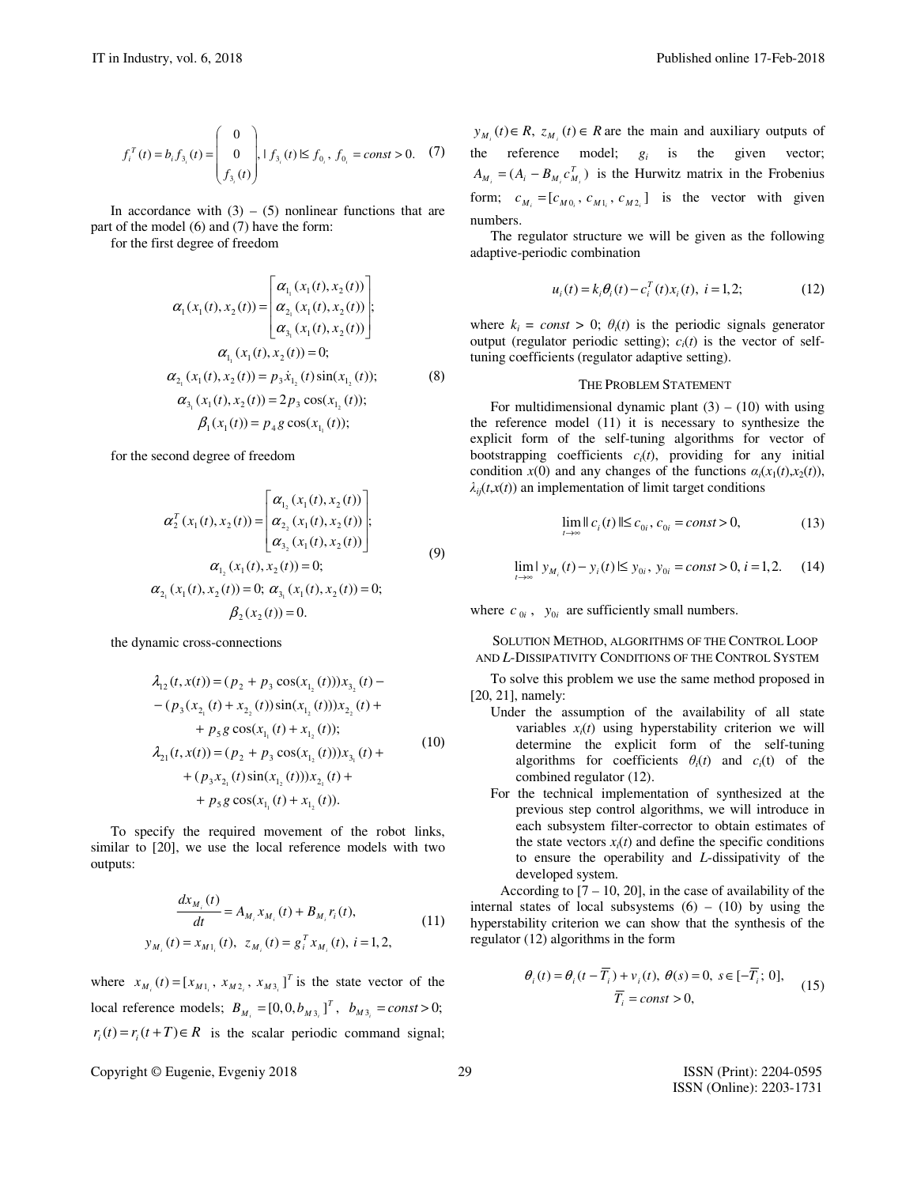$$f_i^T(t) = b_i f_{3_i}(t) = \begin{pmatrix} 0 \\ 0 \\ f_{3_i}(t) \end{pmatrix}, \; |f_{3_i}(t)| \le f_{0_i}, \; f_{0_i} = const > 0. \quad (7)$$

In accordance with (3) – (5) nonlinear functions that are part of the model (6) and (7) have the form:

for the first degree of freedom

$$\begin{gathered}
\alpha_1(x_1(t), x_2(t)) = \begin{bmatrix} \alpha_{1_1}(x_1(t), x_2(t)) \\ \alpha_{2_1}(x_1(t), x_2(t)) \\ \alpha_{3_1}(x_1(t), x_2(t)) \end{bmatrix}; \\
\alpha_{1_1}(x_1(t), x_2(t)) = 0; \\
\alpha_{2_1}(x_1(t), x_2(t)) = p_3 \dot{x}_{1_2}(t) \sin(x_{1_2}(t)); \\
\alpha_{3_1}(x_1(t), x_2(t)) = 2 p_3 \cos(x_{1_2}(t)); \\
\beta_1(x_1(t)) = p_4 g \cos(x_{1_1}(t));
\end{gathered} \quad (8)$$

for the second degree of freedom

$$\begin{gathered}
\alpha_2^T(x_1(t), x_2(t)) = \begin{bmatrix} \alpha_{1_2}(x_1(t), x_2(t)) \\ \alpha_{2_2}(x_1(t), x_2(t)) \\ \alpha_{3_2}(x_1(t), x_2(t)) \end{bmatrix}; \\
\alpha_{1_2}(x_1(t), x_2(t)) = 0; \\
\alpha_{2_1}(x_1(t), x_2(t)) = 0; \; \alpha_{3_1}(x_1(t), x_2(t)) = 0; \\
\beta_2(x_2(t)) = 0.
\end{gathered} \quad (9)$$

the dynamic cross-connections

$$\begin{aligned}
\lambda_{12}(t, x(t)) &= (p_2 + p_3 \cos(x_{1_2}(t))) x_{3_2}(t) - \\
&- (p_3 (x_{2_1}(t) + x_{2_2}(t)) \sin(x_{1_2}(t))) x_{2_2}(t) + \\
&+ p_5 g \cos(x_{1_1}(t) + x_{1_2}(t)); \\
\lambda_{21}(t, x(t)) &= (p_2 + p_3 \cos(x_{1_2}(t))) x_{3_1}(t) + \\
&+ (p_3 x_{2_1}(t) \sin(x_{1_2}(t))) x_{2_1}(t) + \\
&+ p_5 g \cos(x_{1_1}(t) + x_{1_2}(t)).
\end{aligned} \quad (10)$$

To specify the required movement of the robot links, similar to [20], we use the local reference models with two outputs:

$$\begin{gathered}
\frac{dx_{M_i}(t)}{dt} = A_{M_i} x_{M_i}(t) + B_{M_i} r_i(t), \\
y_{M_i}(t) = x_{M 1_i}(t), \; z_{M_i}(t) = g_i^T x_{M_i}(t), \; i = 1, 2,
\end{gathered} \quad (11)$$

where $x_{M_i}(t) = [x_{M 1_i}, \, x_{M 2_i}, \, x_{M 3_i}]^T$ is the state vector of the local reference models; $B_{M_i} = [0, 0, b_{M 3_i}]^T$, $b_{M 3_i} = const > 0$; $r_i(t) = r_i(t+T) \in R$ is the scalar periodic command signal; $y_{M_i}(t) \in R$, $z_{M_i}(t) \in R$ are the main and auxiliary outputs of the reference model; $g_i$ is the given vector; $A_{M_i} = (A_i - B_{M_i} c_{M_i}^T)$ is the Hurwitz matrix in the Frobenius form; $c_{M_i} = [c_{M 0_i}, \, c_{M 1_i}, \, c_{M 2_i}]$ is the vector with given numbers.

The regulator structure we will be given as the following adaptive-periodic combination

$$u_i(t) = k_i \theta_i(t) - c_i^T(t) x_i(t), \; i = 1, 2; \quad (12)$$

where $k_i = const > 0$; $\theta_i(t)$ is the periodic signals generator output (regulator periodic setting); $c_i(t)$ is the vector of self-tuning coefficients (regulator adaptive setting).

### The Problem Statement

For multidimensional dynamic plant (3) – (10) with using the reference model (11) it is necessary to synthesize the explicit form of the self-tuning algorithms for vector of bootstrapping coefficients $c_i(t)$, providing for any initial condition $x(0)$ and any changes of the functions $\alpha_i(x_1(t), x_2(t))$, $\lambda_{ij}(t, x(t))$ an implementation of limit target conditions

$$\lim_{t \to \infty} \| c_i(t) \| \le c_{0i}, \; c_{0i} = const > 0, \quad (13)$$

$$\lim_{t \to \infty} | y_{M_i}(t) - y_i(t) | \le y_{0i}, \; y_{0i} = const > 0, \; i = 1, 2. \quad (14)$$

where $c_{0i}$, $y_{0i}$ are sufficiently small numbers.

### Solution Method, Algorithms of the Control Loop and *L*-Dissipativity Conditions of the Control System

To solve this problem we use the same method proposed in [20, 21], namely:

- Under the assumption of the availability of all state variables $x_i(t)$ using hyperstability criterion we will determine the explicit form of the self-tuning algorithms for coefficients $\theta_i(t)$ and $c_i(t)$ of the combined regulator (12).
- For the technical implementation of synthesized at the previous step control algorithms, we will introduce in each subsystem filter-corrector to obtain estimates of the state vectors $x_i(t)$ and define the specific conditions to ensure the operability and *L*-dissipativity of the developed system.

According to [7 – 10, 20], in the case of availability of the internal states of local subsystems (6) – (10) by using the hyperstability criterion we can show that the synthesis of the regulator (12) algorithms in the form

$$\begin{gathered}
\theta_i(t) = \theta_i(t - \overline{T}_i) + v_i(t), \; \theta(s) = 0, \; s \in [-\overline{T}_i; \, 0], \\
\overline{T}_i = const > 0,
\end{gathered} \quad (15)$$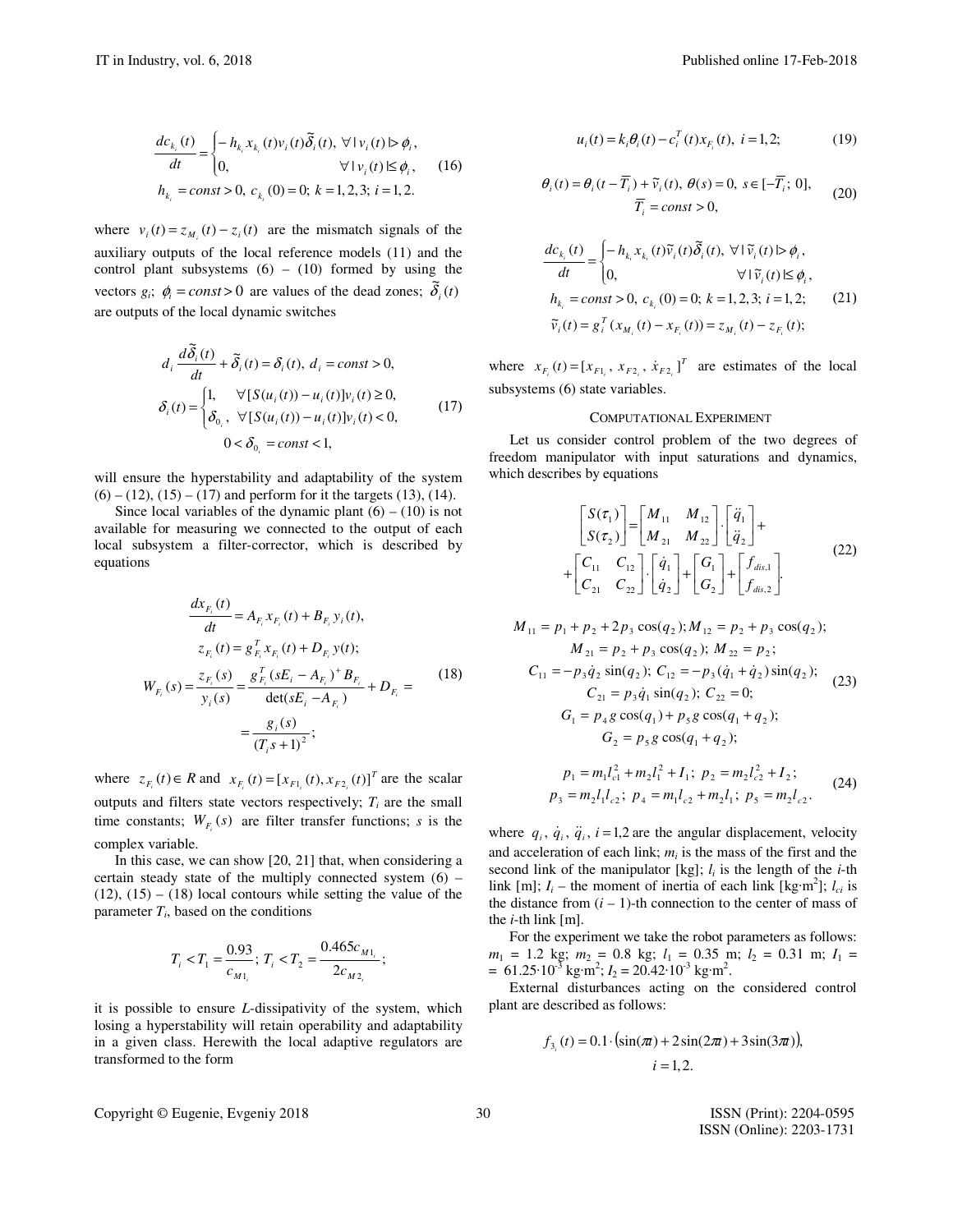$$\frac{dc_{k_i}(t)}{dt} = \begin{cases} -h_{k_i} x_{k_i}(t) v_i(t) \tilde{\delta}_i(t), \ \forall |v_i(t)| > \phi_i, \\ 0, \qquad\qquad\qquad\quad \forall |v_i(t)| \le \phi_i, \end{cases} \quad (16)$$

$$h_{k_i} = const > 0,\ c_{k_i}(0) = 0;\ k = 1,2,3;\ i = 1,2.$$

where $v_i(t) = z_{M_i}(t) - z_i(t)$ are the mismatch signals of the auxiliary outputs of the local reference models (11) and the control plant subsystems (6) – (10) formed by using the vectors $g_i$; $\phi_i = const > 0$ are values of the dead zones; $\tilde{\delta}_i(t)$ are outputs of the local dynamic switches

$$d_i \frac{d\tilde{\delta}_i(t)}{dt} + \tilde{\delta}_i(t) = \delta_i(t),\ d_i = const > 0,$$

$$\delta_i(t) = \begin{cases} 1, & \forall [S(u_i(t)) - u_i(t)] v_i(t) \ge 0, \\ \delta_{0_i}, & \forall [S(u_i(t)) - u_i(t)] v_i(t) < 0, \end{cases} \quad (17)$$

$$0 < \delta_{0_i} = const < 1,$$

will ensure the hyperstability and adaptability of the system (6) – (12), (15) – (17) and perform for it the targets (13), (14).

Since local variables of the dynamic plant (6) – (10) is not available for measuring we connected to the output of each local subsystem a filter-corrector, which is described by equations

$$\frac{dx_{F_i}(t)}{dt} = A_{F_i} x_{F_i}(t) + B_{F_i} y_i(t),$$

$$z_{F_i}(t) = g_{F_i}^T x_{F_i}(t) + D_{F_i} y(t);$$

$$W_{F_i}(s) = \frac{z_{F_i}(s)}{y_i(s)} = \frac{g_{F_i}^T (sE_i - A_{F_i})^+ B_{F_i}}{\det(sE_i - A_{F_i})} + D_{F_i} = \quad (18)$$

$$= \frac{g_i(s)}{(T_i s + 1)^2};$$

where $z_{F_i}(t) \in R$ and $x_{F_i}(t) = [x_{F1_i}(t), x_{F2_i}(t)]^T$ are the scalar outputs and filters state vectors respectively; $T_i$ are the small time constants; $W_{F_i}(s)$ are filter transfer functions; $s$ is the complex variable.

In this case, we can show [20, 21] that, when considering a certain steady state of the multiply connected system (6) – (12), (15) – (18) local contours while setting the value of the parameter $T_i$, based on the conditions

$$T_i < T_1 = \frac{0.93}{c_{M1_i}};\ T_i < T_2 = \frac{0.465 c_{M1_i}}{2 c_{M2_i}};$$

it is possible to ensure $L$-dissipativity of the system, which losing a hyperstability will retain operability and adaptability in a given class. Herewith the local adaptive regulators are transformed to the form

$$u_i(t) = k_i \theta_i(t) - c_i^T(t) x_{F_i}(t),\ i = 1,2; \quad (19)$$

$$\theta_i(t) = \theta_i(t - \overline{T}_i) + \tilde{v}_i(t),\ \theta(s) = 0,\ s \in [-\overline{T}_i;\ 0], \quad (20)$$
$$\overline{T}_i = const > 0,$$

$$\frac{dc_{k_i}(t)}{dt} = \begin{cases} -h_{k_i} x_{k_i}(t) \tilde{v}_i(t) \tilde{\delta}_i(t), \ \forall |\tilde{v}_i(t)| > \phi_i, \\ 0, \qquad\qquad\qquad\quad \forall |\tilde{v}_i(t)| \le \phi_i, \end{cases}$$

$$h_{k_i} = const > 0,\ c_{k_i}(0) = 0;\ k = 1,2,3;\ i = 1,2; \quad (21)$$

$$\tilde{v}_i(t) = g_i^T (x_{M_i}(t) - x_{F_i}(t)) = z_{M_i}(t) - z_{F_i}(t);$$

where $x_{F_i}(t) = [x_{F1_i},\ x_{F2_i},\ \dot{x}_{F2_i}]^T$ are estimates of the local subsystems (6) state variables.

## Computational Experiment

Let us consider control problem of the two degrees of freedom manipulator with input saturations and dynamics, which describes by equations

$$\begin{bmatrix} S(\tau_1) \\ S(\tau_2) \end{bmatrix} = \begin{bmatrix} M_{11} & M_{12} \\ M_{21} & M_{22} \end{bmatrix} \cdot \begin{bmatrix} \ddot{q}_1 \\ \ddot{q}_2 \end{bmatrix} + \begin{bmatrix} C_{11} & C_{12} \\ C_{21} & C_{22} \end{bmatrix} \cdot \begin{bmatrix} \dot{q}_1 \\ \dot{q}_2 \end{bmatrix} + \begin{bmatrix} G_1 \\ G_2 \end{bmatrix} + \begin{bmatrix} f_{dis,1} \\ f_{dis,2} \end{bmatrix}. \quad (22)$$

$$M_{11} = p_1 + p_2 + 2p_3 \cos(q_2);\ M_{12} = p_2 + p_3 \cos(q_2);$$
$$M_{21} = p_2 + p_3 \cos(q_2);\ M_{22} = p_2;$$
$$C_{11} = -p_3 \dot{q}_2 \sin(q_2);\ C_{12} = -p_3 (\dot{q}_1 + \dot{q}_2) \sin(q_2); \quad (23)$$
$$C_{21} = p_3 \dot{q}_1 \sin(q_2);\ C_{22} = 0;$$
$$G_1 = p_4 g \cos(q_1) + p_5 g \cos(q_1 + q_2);$$
$$G_2 = p_5 g \cos(q_1 + q_2);$$

$$p_1 = m_1 l_{c1}^2 + m_2 l_1^2 + I_1;\ p_2 = m_2 l_{c2}^2 + I_2; \quad (24)$$
$$p_3 = m_2 l_1 l_{c2};\ p_4 = m_1 l_{c2} + m_2 l_1;\ p_5 = m_2 l_{c2}.$$

where $q_i,\ \dot{q}_i,\ \ddot{q}_i,\ i = 1,2$ are the angular displacement, velocity and acceleration of each link; $m_i$ is the mass of the first and the second link of the manipulator [kg]; $l_i$ is the length of the $i$-th link [m]; $I_i$ – the moment of inertia of each link [kg·m$^2$]; $l_{ci}$ is the distance from $(i - 1)$-th connection to the center of mass of the $i$-th link [m].

For the experiment we take the robot parameters as follows: $m_1$ = 1.2 kg; $m_2$ = 0.8 kg; $l_1$ = 0.35 m; $l_2$ = 0.31 m; $I_1$ = = 61.25·10$^{-3}$ kg·m$^2$; $I_2$ = 20.42·10$^{-3}$ kg·m$^2$.

External disturbances acting on the considered control plant are described as follows:

$$f_{3_i}(t) = 0.1 \cdot (\sin(\pi t) + 2\sin(2\pi t) + 3\sin(3\pi t)),$$
$$i = 1,2.$$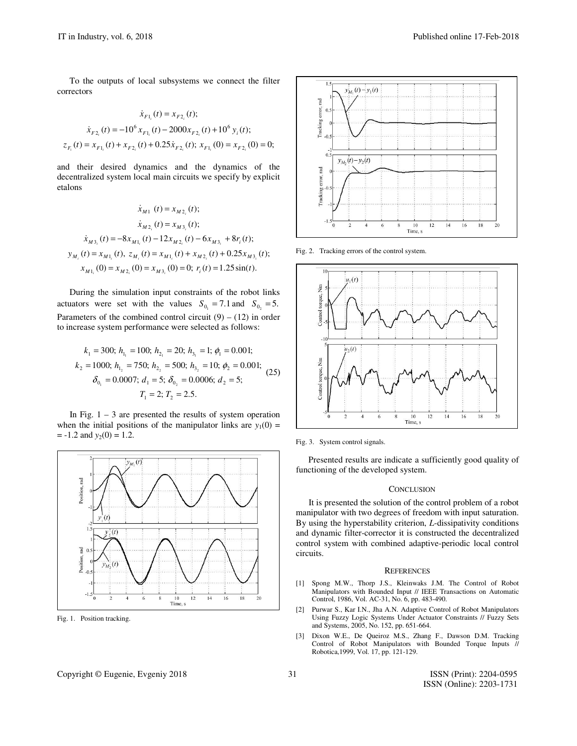To the outputs of local subsystems we connect the filter correctors

$$\dot{x}_{F1_i}(t) = x_{F2_i}(t);$$
$$\dot{x}_{F2_i}(t) = -10^6 x_{F1_i}(t) - 2000 x_{F2_i}(t) + 10^6 y_i(t);$$
$$z_{F_i}(t) = x_{F1_i}(t) + x_{F2_i}(t) + 0.25\dot{x}_{F2_i}(t);\ x_{F1_i}(0) = x_{F2_i}(0) = 0;$$

and their desired dynamics and the dynamics of the decentralized system local main circuits we specify by explicit etalons

$$\dot{x}_{M1}(t) = x_{M2_i}(t);$$
$$\dot{x}_{M2_i}(t) = x_{M3_i}(t);$$
$$\dot{x}_{M3_i}(t) = -8x_{M1_i}(t) - 12x_{M2_i}(t) - 6x_{M3_i} + 8r_i(t);$$
$$y_{M_i}(t) = x_{M1_i}(t),\ z_{M_i}(t) = x_{M1_i}(t) + x_{M2_i}(t) + 0.25x_{M3_i}(t);$$
$$x_{M1_i}(0) = x_{M2_i}(0) = x_{M3_i}(0) = 0;\ r_i(t) = 1.25\sin(t).$$

During the simulation input constraints of the robot links actuators were set with the values $S_{0_1} = 7.1$ and $S_{0_2} = 5$. Parameters of the combined control circuit (9) – (12) in order to increase system performance were selected as follows:

$$\begin{gathered} k_1 = 300;\ h_{1_1} = 100;\ h_{2_1} = 20;\ h_{3_1} = 1;\ \phi_1 = 0.001; \\ k_2 = 1000;\ h_{1_2} = 750;\ h_{2_2} = 500;\ h_{3_2} = 10;\ \phi_2 = 0.001; \\ \delta_{0_1} = 0.0007;\ d_1 = 5;\ \delta_{0_2} = 0.0006;\ d_2 = 5; \\ T_1 = 2;\ T_2 = 2.5. \end{gathered} \tag{25}$$

In Fig. 1 – 3 are presented the results of system operation when the initial positions of the manipulator links are $y_1(0) = -1.2$ and $y_2(0) = 1.2$.

Fig. 1. Position tracking.

Fig. 2. Tracking errors of the control system.

Fig. 3. System control signals.

Presented results are indicate a sufficiently good quality of functioning of the developed system.

## CONCLUSION

It is presented the solution of the control problem of a robot manipulator with two degrees of freedom with input saturation. By using the hyperstability criterion, *L*-dissipativity conditions and dynamic filter-corrector it is constructed the decentralized control system with combined adaptive-periodic local control circuits.

## REFERENCES

[1] Spong M.W., Thorp J.S., Kleinwaks J.M. The Control of Robot Manipulators with Bounded Input // IEEE Transactions on Automatic Control, 1986, Vol. AC-31, No. 6, pp. 483-490.

[2] Purwar S., Kar I.N., Jha A.N. Adaptive Control of Robot Manipulators Using Fuzzy Logic Systems Under Actuator Constraints // Fuzzy Sets and Systems, 2005, No. 152, pp. 651-664.

[3] Dixon W.E., De Queiroz M.S., Zhang F., Dawson D.M. Tracking Control of Robot Manipulators with Bounded Torque Inputs // Robotica,1999, Vol. 17, pp. 121-129.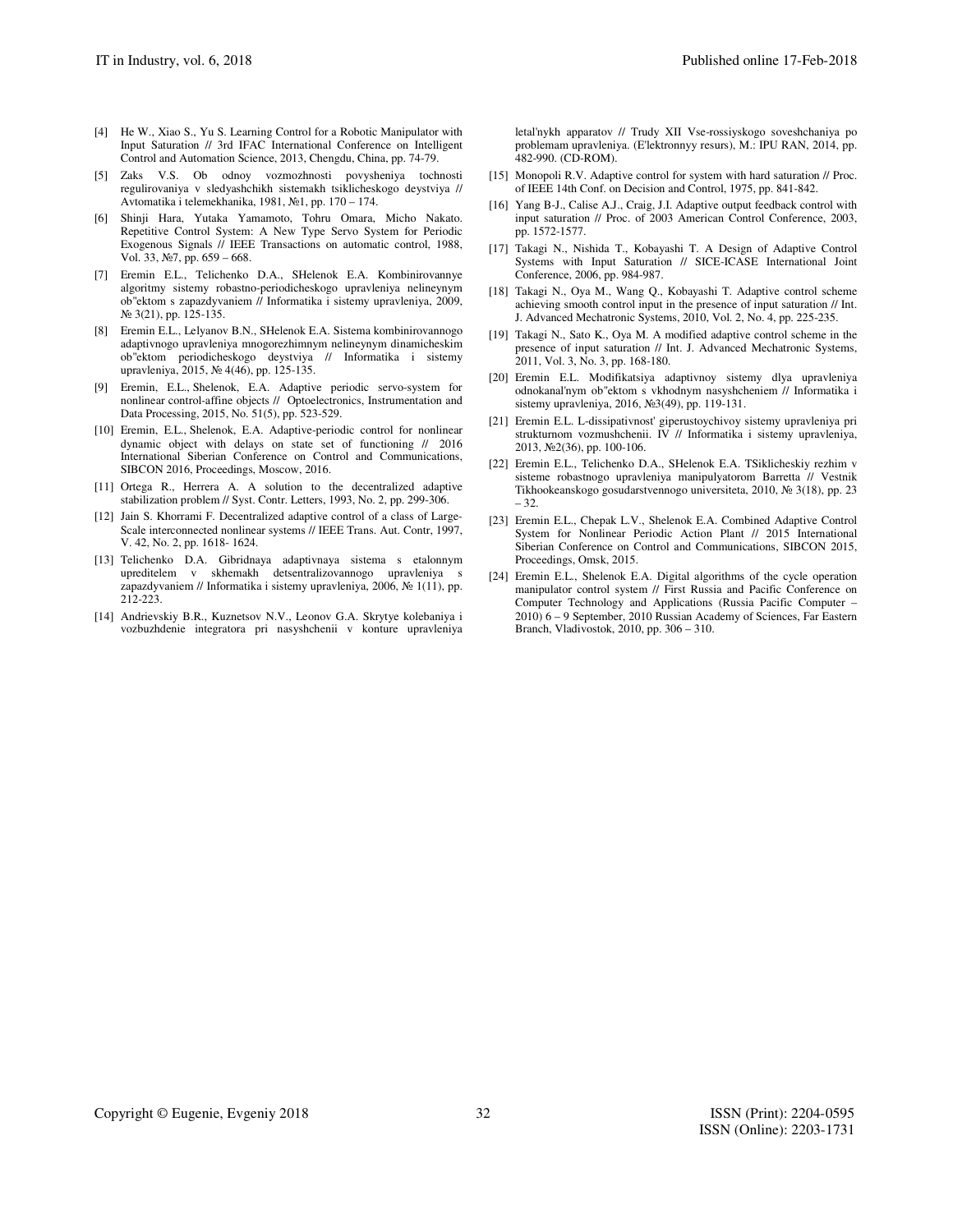[4] He W., Xiao S., Yu S. Learning Control for a Robotic Manipulator with Input Saturation // 3rd IFAC International Conference on Intelligent Control and Automation Science, 2013, Chengdu, China, pp. 74-79.

[5] Zaks V.S. Ob odnoy vozmozhnosti povysheniya tochnosti regulirovaniya v sledyashchikh sistemakh tsiklicheskogo deystviya // Avtomatika i telemekhanika, 1981, №1, pp. 170 – 174.

[6] Shinji Hara, Yutaka Yamamoto, Tohru Omara, Micho Nakato. Repetitive Control System: A New Type Servo System for Periodic Exogenous Signals // IEEE Transactions on automatic control, 1988, Vol. 33, №7, pp. 659 – 668.

[7] Eremin E.L., Telichenko D.A., SHelenok E.A. Kombinirovannye algoritmy sistemy robastno-periodicheskogo upravleniya nelineynym ob"ektom s zapazdyvaniem // Informatika i sistemy upravleniya, 2009, № 3(21), pp. 125-135.

[8] Eremin E.L., Lelyanov B.N., SHelenok E.A. Sistema kombinirovannogo adaptivnogo upravleniya mnogorezhimnym nelineynym dinamicheskim ob"ektom periodicheskogo deystviya // Informatika i sistemy upravleniya, 2015, № 4(46), pp. 125-135.

[9] Eremin, E.L., Shelenok, E.A. Adaptive periodic servo-system for nonlinear control-affine objects // Optoelectronics, Instrumentation and Data Processing, 2015, No. 51(5), pp. 523-529.

[10] Eremin, E.L., Shelenok, E.A. Adaptive-periodic control for nonlinear dynamic object with delays on state set of functioning // 2016 International Siberian Conference on Control and Communications, SIBCON 2016, Proceedings, Moscow, 2016.

[11] Ortega R., Herrera A. A solution to the decentralized adaptive stabilization problem // Syst. Contr. Letters, 1993, No. 2, pp. 299-306.

[12] Jain S. Khorrami F. Decentralized adaptive control of a class of Large-Scale interconnected nonlinear systems // IEEE Trans. Aut. Contr, 1997, V. 42, No. 2, pp. 1618- 1624.

[13] Telichenko D.A. Gibridnaya adaptivnaya sistema s etalonnym upreditelem v skhemakh detsentralizovannogo upravleniya s zapazdyvaniem // Informatika i sistemy upravleniya, 2006, № 1(11), pp. 212-223.

[14] Andrievskiy B.R., Kuznetsov N.V., Leonov G.A. Skrytye kolebaniya i vozbuzhdenie integratora pri nasyshchenii v konture upravleniya letal'nykh apparatov // Trudy XII Vse-rossiyskogo soveshchaniya po problemam upravleniya. (E'lektronnyy resurs), M.: IPU RAN, 2014, pp. 482-990. (CD-ROM).

[15] Monopoli R.V. Adaptive control for system with hard saturation // Proc. of IEEE 14th Conf. on Decision and Control, 1975, pp. 841-842.

[16] Yang B-J., Calise A.J., Craig, J.I. Adaptive output feedback control with input saturation // Proc. of 2003 American Control Conference, 2003, pp. 1572-1577.

[17] Takagi N., Nishida T., Kobayashi T. A Design of Adaptive Control Systems with Input Saturation // SICE-ICASE International Joint Conference, 2006, pp. 984-987.

[18] Takagi N., Oya M., Wang Q., Kobayashi T. Adaptive control scheme achieving smooth control input in the presence of input saturation // Int. J. Advanced Mechatronic Systems, 2010, Vol. 2, No. 4, pp. 225-235.

[19] Takagi N., Sato K., Oya M. A modified adaptive control scheme in the presence of input saturation // Int. J. Advanced Mechatronic Systems, 2011, Vol. 3, No. 3, pp. 168-180.

[20] Eremin E.L. Modifikatsiya adaptivnoy sistemy dlya upravleniya odnokanal'nym ob"ektom s vkhodnym nasyshcheniem // Informatika i sistemy upravleniya, 2016, №3(49), pp. 119-131.

[21] Eremin E.L. L-dissipativnost' giperustoychivoy sistemy upravleniya pri strukturnom vozmushchenii. IV // Informatika i sistemy upravleniya, 2013, №2(36), pp. 100-106.

[22] Eremin E.L., Telichenko D.A., SHelenok E.A. TSiklicheskiy rezhim v sisteme robastnogo upravleniya manipulyatorom Barretta // Vestnik Tikhookeanskogo gosudarstvennogo universiteta, 2010, № 3(18), pp. 23 – 32.

[23] Eremin E.L., Chepak L.V., Shelenok E.A. Combined Adaptive Control System for Nonlinear Periodic Action Plant // 2015 International Siberian Conference on Control and Communications, SIBCON 2015, Proceedings, Omsk, 2015.

[24] Eremin E.L., Shelenok E.A. Digital algorithms of the cycle operation manipulator control system // First Russia and Pacific Conference on Computer Technology and Applications (Russia Pacific Computer – 2010) 6 – 9 September, 2010 Russian Academy of Sciences, Far Eastern Branch, Vladivostok, 2010, pp. 306 – 310.